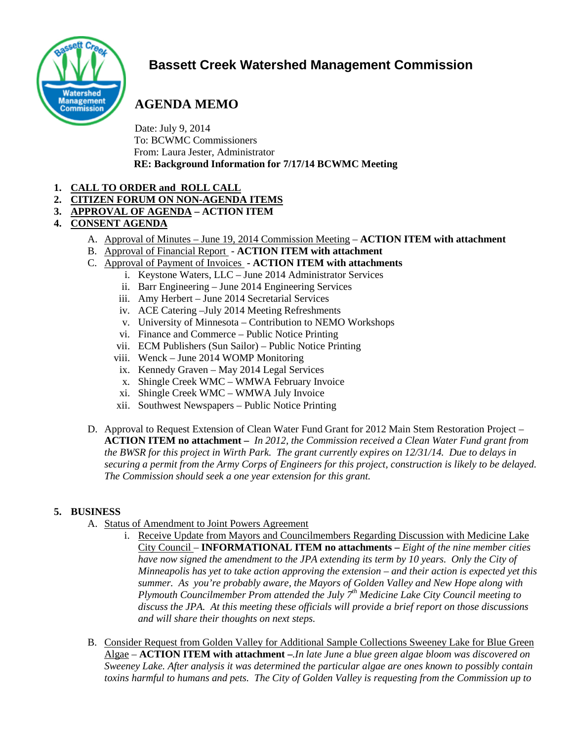# Bassett Creek Watershed Management Commission

## AGENDA MEMO

Date: July 9, 2014
To: BCWMC Commissioners
From: Laura Jester, Administrator
**RE: Background Information for 7/17/14 BCWMC Meeting**

1. **CALL TO ORDER and ROLL CALL**
2. **CITIZEN FORUM ON NON-AGENDA ITEMS**
3. **APPROVAL OF AGENDA – ACTION ITEM**
4. **CONSENT AGENDA**
   A. Approval of Minutes – June 19, 2014 Commission Meeting – **ACTION ITEM with attachment**
   B. Approval of Financial Report - **ACTION ITEM with attachment**
   C. Approval of Payment of Invoices - **ACTION ITEM with attachments**
      i. Keystone Waters, LLC – June 2014 Administrator Services
      ii. Barr Engineering – June 2014 Engineering Services
      iii. Amy Herbert – June 2014 Secretarial Services
      iv. ACE Catering –July 2014 Meeting Refreshments
      v. University of Minnesota – Contribution to NEMO Workshops
      vi. Finance and Commerce – Public Notice Printing
      vii. ECM Publishers (Sun Sailor) – Public Notice Printing
      viii. Wenck – June 2014 WOMP Monitoring
      ix. Kennedy Graven – May 2014 Legal Services
      x. Shingle Creek WMC – WMWA February Invoice
      xi. Shingle Creek WMC – WMWA July Invoice
      xii. Southwest Newspapers – Public Notice Printing

   D. Approval to Request Extension of Clean Water Fund Grant for 2012 Main Stem Restoration Project – **ACTION ITEM no attachment –** *In 2012, the Commission received a Clean Water Fund grant from the BWSR for this project in Wirth Park. The grant currently expires on 12/31/14. Due to delays in securing a permit from the Army Corps of Engineers for this project, construction is likely to be delayed. The Commission should seek a one year extension for this grant.*

5. **BUSINESS**
   A. Status of Amendment to Joint Powers Agreement
      i. Receive Update from Mayors and Councilmembers Regarding Discussion with Medicine Lake City Council – **INFORMATIONAL ITEM no attachments –** *Eight of the nine member cities have now signed the amendment to the JPA extending its term by 10 years. Only the City of Minneapolis has yet to take action approving the extension – and their action is expected yet this summer. As you're probably aware, the Mayors of Golden Valley and New Hope along with Plymouth Councilmember Prom attended the July 7th Medicine Lake City Council meeting to discuss the JPA. At this meeting these officials will provide a brief report on those discussions and will share their thoughts on next steps.*

   B. Consider Request from Golden Valley for Additional Sample Collections Sweeney Lake for Blue Green Algae – **ACTION ITEM with attachment –***In late June a blue green algae bloom was discovered on Sweeney Lake. After analysis it was determined the particular algae are ones known to possibly contain toxins harmful to humans and pets. The City of Golden Valley is requesting from the Commission up to*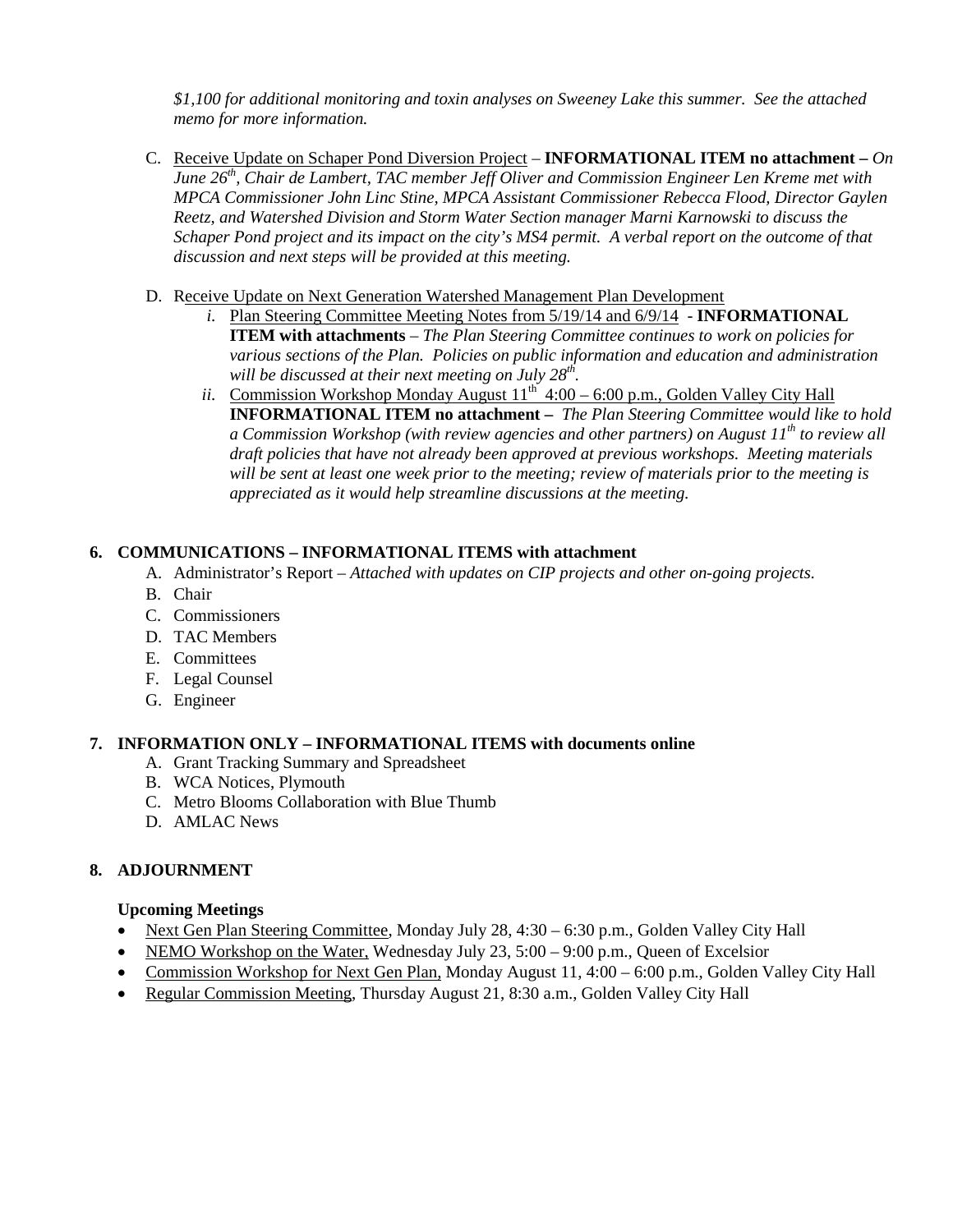*$1,100 for additional monitoring and toxin analyses on Sweeney Lake this summer. See the attached memo for more information.*

C. Receive Update on Schaper Pond Diversion Project – **INFORMATIONAL ITEM no attachment –** *On June 26th, Chair de Lambert, TAC member Jeff Oliver and Commission Engineer Len Kreme met with MPCA Commissioner John Linc Stine, MPCA Assistant Commissioner Rebecca Flood, Director Gaylen Reetz, and Watershed Division and Storm Water Section manager Marni Karnowski to discuss the Schaper Pond project and its impact on the city's MS4 permit. A verbal report on the outcome of that discussion and next steps will be provided at this meeting.*

D. Receive Update on Next Generation Watershed Management Plan Development

   *i.* Plan Steering Committee Meeting Notes from 5/19/14 and 6/9/14 - **INFORMATIONAL ITEM with attachments** – *The Plan Steering Committee continues to work on policies for various sections of the Plan. Policies on public information and education and administration will be discussed at their next meeting on July 28th.*

   *ii.* Commission Workshop Monday August 11th 4:00 – 6:00 p.m., Golden Valley City Hall **INFORMATIONAL ITEM no attachment –** *The Plan Steering Committee would like to hold a Commission Workshop (with review agencies and other partners) on August 11th to review all draft policies that have not already been approved at previous workshops. Meeting materials will be sent at least one week prior to the meeting; review of materials prior to the meeting is appreciated as it would help streamline discussions at the meeting.*

## 6. COMMUNICATIONS – INFORMATIONAL ITEMS with attachment

A. Administrator's Report – *Attached with updates on CIP projects and other on-going projects.*
B. Chair
C. Commissioners
D. TAC Members
E. Committees
F. Legal Counsel
G. Engineer

## 7. INFORMATION ONLY – INFORMATIONAL ITEMS with documents online

A. Grant Tracking Summary and Spreadsheet
B. WCA Notices, Plymouth
C. Metro Blooms Collaboration with Blue Thumb
D. AMLAC News

## 8. ADJOURNMENT

**Upcoming Meetings**

- Next Gen Plan Steering Committee, Monday July 28, 4:30 – 6:30 p.m., Golden Valley City Hall
- NEMO Workshop on the Water, Wednesday July 23, 5:00 – 9:00 p.m., Queen of Excelsior
- Commission Workshop for Next Gen Plan, Monday August 11, 4:00 – 6:00 p.m., Golden Valley City Hall
- Regular Commission Meeting, Thursday August 21, 8:30 a.m., Golden Valley City Hall